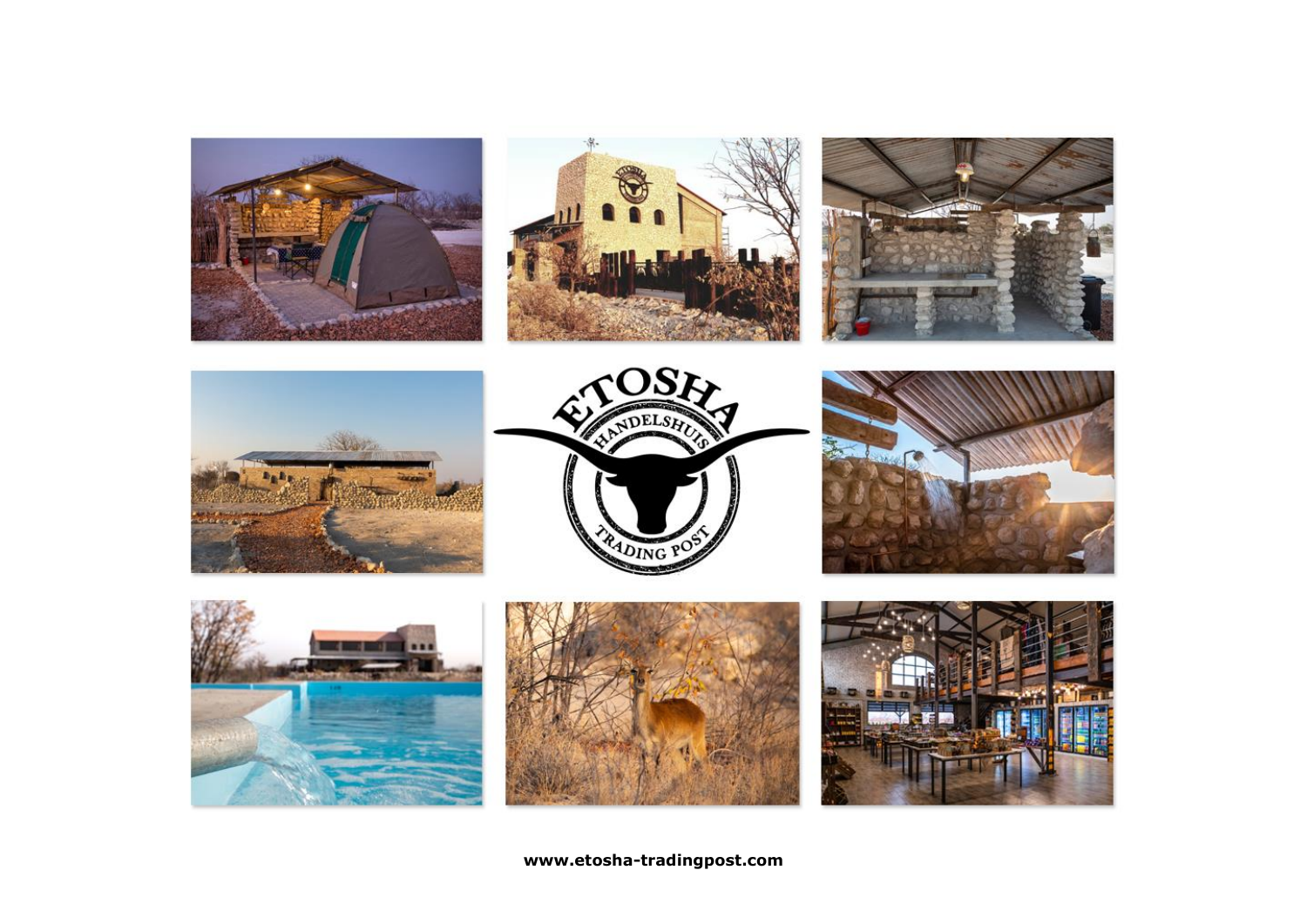ETOSHA HANDELSHUIS TRADING POST

**www.etosha-tradingpost.com**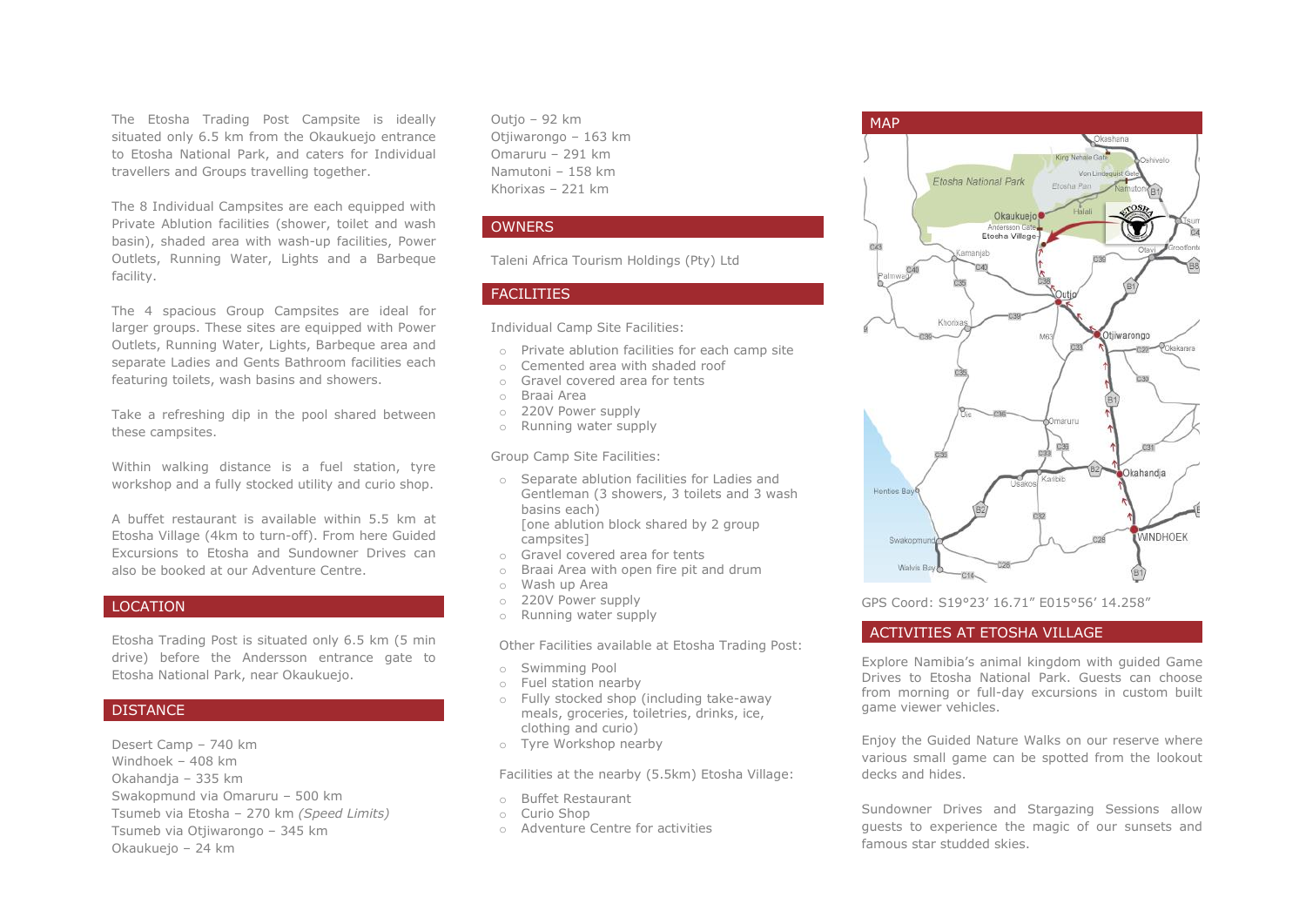The Etosha Trading Post Campsite is ideally situated only 6.5 km from the Okaukuejo entrance to Etosha National Park, and caters for Individual travellers and Groups travelling together.

The 8 Individual Campsites are each equipped with Private Ablution facilities (shower, toilet and wash basin), shaded area with wash-up facilities, Power Outlets, Running Water, Lights and a Barbeque facility.

The 4 spacious Group Campsites are ideal for larger groups. These sites are equipped with Power Outlets, Running Water, Lights, Barbeque area and separate Ladies and Gents Bathroom facilities each featuring toilets, wash basins and showers.

Take a refreshing dip in the pool shared between these campsites.

Within walking distance is a fuel station, tyre workshop and a fully stocked utility and curio shop.

A buffet restaurant is available within 5.5 km at Etosha Village (4km to turn-off). From here Guided Excursions to Etosha and Sundowner Drives can also be booked at our Adventure Centre.

## LOCATION

Etosha Trading Post is situated only 6.5 km (5 min drive) before the Andersson entrance gate to Etosha National Park, near Okaukuejo.

## DISTANCE

Desert Camp – 740 km
Windhoek – 408 km
Okahandja – 335 km
Swakopmund via Omaruru – 500 km
Tsumeb via Etosha – 270 km *(Speed Limits)*
Tsumeb via Otjiwarongo – 345 km
Okaukuejo – 24 km
Outjo – 92 km
Otjiwarongo – 163 km
Omaruru – 291 km
Namutoni – 158 km
Khorixas – 221 km

## OWNERS

Taleni Africa Tourism Holdings (Pty) Ltd

## FACILITIES

Individual Camp Site Facilities:

- Private ablution facilities for each camp site
- Cemented area with shaded roof
- Gravel covered area for tents
- Braai Area
- 220V Power supply
- Running water supply

Group Camp Site Facilities:

- Separate ablution facilities for Ladies and Gentleman (3 showers, 3 toilets and 3 wash basins each)
  [one ablution block shared by 2 group campsites]
- Gravel covered area for tents
- Braai Area with open fire pit and drum
- Wash up Area
- 220V Power supply
- Running water supply

Other Facilities available at Etosha Trading Post:

- Swimming Pool
- Fuel station nearby
- Fully stocked shop (including take-away meals, groceries, toiletries, drinks, ice, clothing and curio)
- Tyre Workshop nearby

Facilities at the nearby (5.5km) Etosha Village:

- Buffet Restaurant
- Curio Shop
- Adventure Centre for activities

## MAP

GPS Coord: S19°23′ 16.71″ E015°56′ 14.258″

## ACTIVITIES AT ETOSHA VILLAGE

Explore Namibia's animal kingdom with guided Game Drives to Etosha National Park. Guests can choose from morning or full-day excursions in custom built game viewer vehicles.

Enjoy the Guided Nature Walks on our reserve where various small game can be spotted from the lookout decks and hides.

Sundowner Drives and Stargazing Sessions allow guests to experience the magic of our sunsets and famous star studded skies.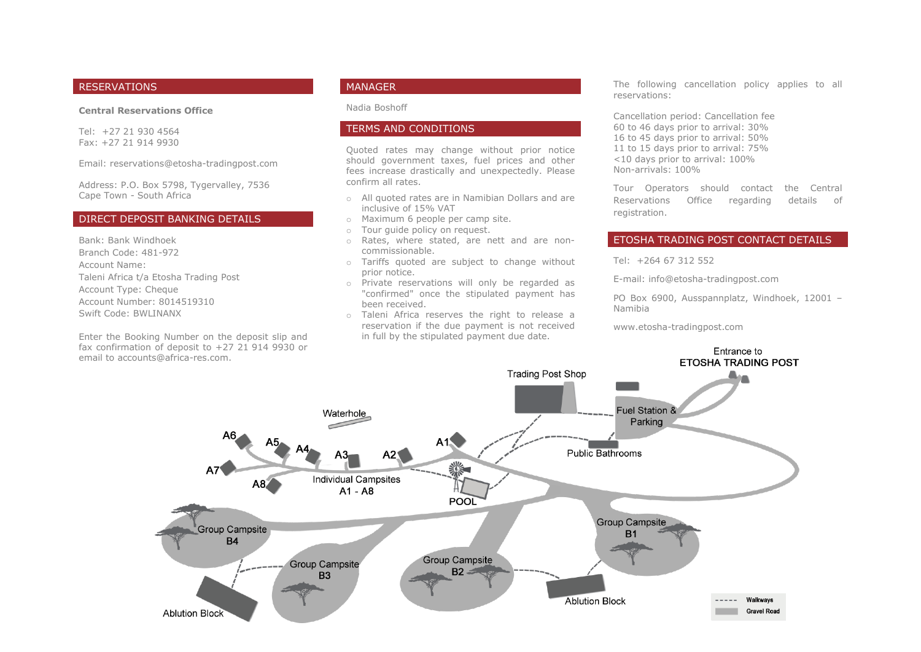## RESERVATIONS

**Central Reservations Office**

Tel: +27 21 930 4564
Fax: +27 21 914 9930

Email: reservations@etosha-tradingpost.com

Address: P.O. Box 5798, Tygervalley, 7536
Cape Town - South Africa

## DIRECT DEPOSIT BANKING DETAILS

Bank: Bank Windhoek
Branch Code: 481-972
Account Name:
Taleni Africa t/a Etosha Trading Post
Account Type: Cheque
Account Number: 8014519310
Swift Code: BWLINANX

Enter the Booking Number on the deposit slip and fax confirmation of deposit to +27 21 914 9930 or email to accounts@africa-res.com.

## MANAGER

Nadia Boshoff

## TERMS AND CONDITIONS

Quoted rates may change without prior notice should government taxes, fuel prices and other fees increase drastically and unexpectedly. Please confirm all rates.

- All quoted rates are in Namibian Dollars and are inclusive of 15% VAT
- Maximum 6 people per camp site.
- Tour guide policy on request.
- Rates, where stated, are nett and are non-commissionable.
- Tariffs quoted are subject to change without prior notice.
- Private reservations will only be regarded as "confirmed" once the stipulated payment has been received.
- Taleni Africa reserves the right to release a reservation if the due payment is not received in full by the stipulated payment due date.

The following cancellation policy applies to all reservations:

Cancellation period: Cancellation fee
60 to 46 days prior to arrival: 30%
16 to 45 days prior to arrival: 50%
11 to 15 days prior to arrival: 75%
<10 days prior to arrival: 100%
Non-arrivals: 100%

Tour Operators should contact the Central Reservations Office regarding details of registration.

## ETOSHA TRADING POST CONTACT DETAILS

Tel: +264 67 312 552

E-mail: info@etosha-tradingpost.com

PO Box 6900, Ausspannplatz, Windhoek, 12001 – Namibia

www.etosha-tradingpost.com

Entrance to
ETOSHA TRADING POST
Trading Post Shop
Fuel Station & Parking
Waterhole
Public Bathrooms
A6
A5
A4
A3
A2
A1
A7
A8
Individual Campsites
A1 - A8
POOL
Group Campsite
B4
Group Campsite
B3
Group Campsite
B2
Group Campsite
B1
Ablution Block
Ablution Block
Walkways
Gravel Road